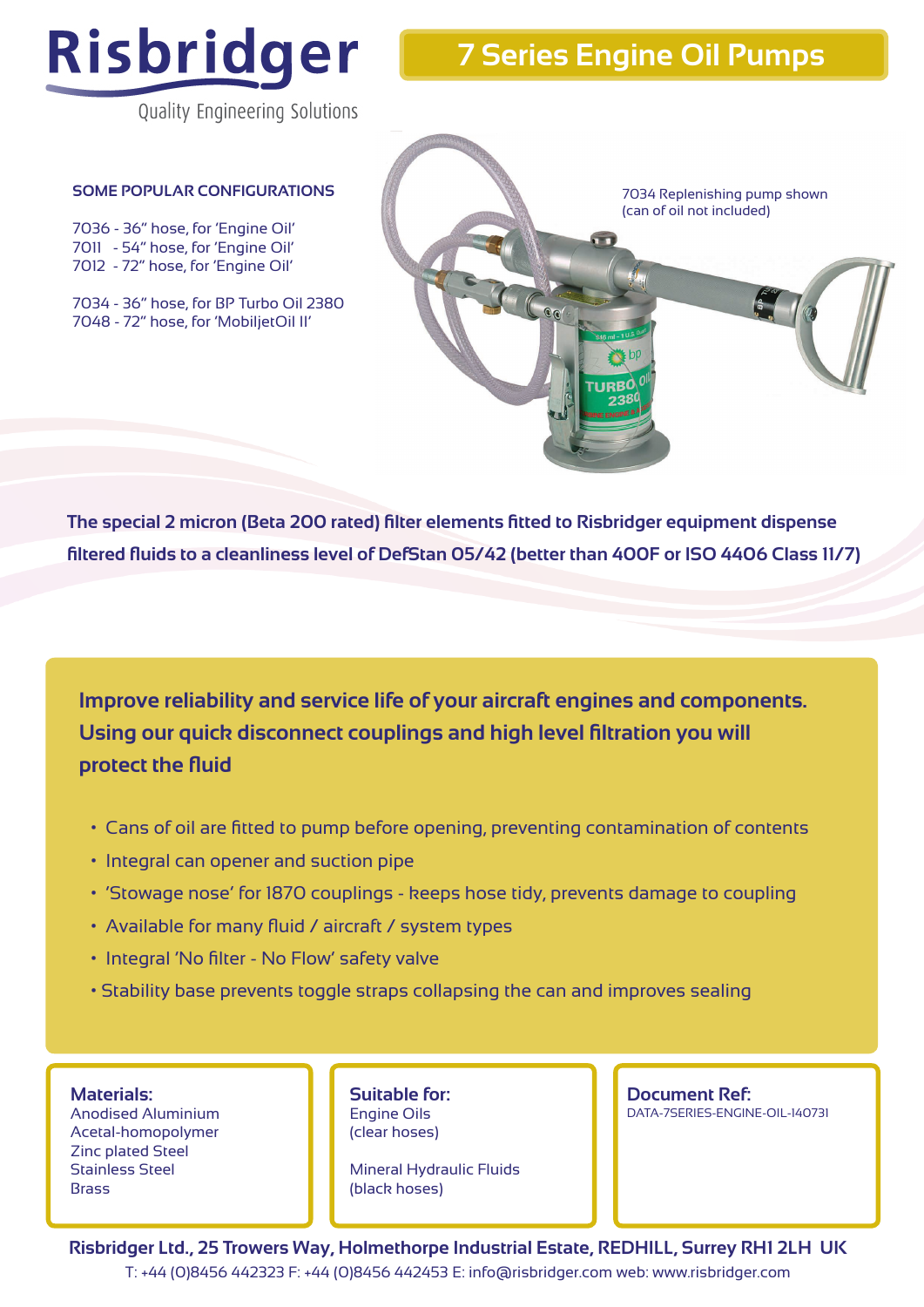# Risbridger

Quality Engineering Solutions

## 7 Series Engine Oil Pumps

### SOME POPULAR CONFIGURATIONS

7036 - 36" hose, for 'Engine Oil'
7011 - 54" hose, for 'Engine Oil'
7012 - 72" hose, for 'Engine Oil'

7034 - 36" hose, for BP Turbo Oil 2380
7048 - 72" hose, for 'MobiljetOil II'

7034 Replenishing pump shown
(can of oil not included)

**The special 2 micron (Beta 200 rated) filter elements fitted to Risbridger equipment dispense filtered fluids to a cleanliness level of DefStan 05/42 (better than 400F or ISO 4406 Class 11/7)**

**Improve reliability and service life of your aircraft engines and components. Using our quick disconnect couplings and high level filtration you will protect the fluid**

- Cans of oil are fitted to pump before opening, preventing contamination of contents
- Integral can opener and suction pipe
- 'Stowage nose' for 1870 couplings - keeps hose tidy, prevents damage to coupling
- Available for many fluid / aircraft / system types
- Integral 'No filter - No Flow' safety valve
- Stability base prevents toggle straps collapsing the can and improves sealing

**Materials:**
Anodised Aluminium
Acetal-homopolymer
Zinc plated Steel
Stainless Steel
Brass

**Suitable for:**
Engine Oils
(clear hoses)

Mineral Hydraulic Fluids
(black hoses)

**Document Ref:**
DATA-7SERIES-ENGINE-OIL-140731

**Risbridger Ltd., 25 Trowers Way, Holmethorpe Industrial Estate, REDHILL, Surrey RH1 2LH UK**
T: +44 (0)8456 442323 F: +44 (0)8456 442453 E: info@risbridger.com web: www.risbridger.com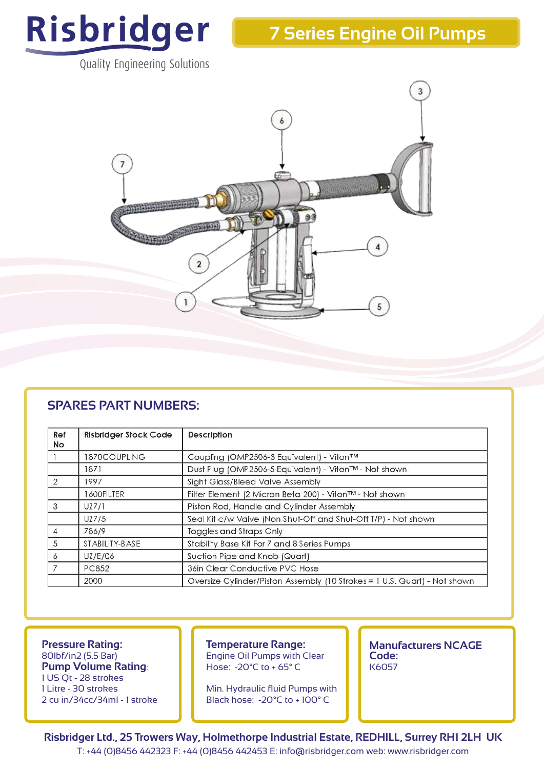# Risbridger

Quality Engineering Solutions

## 7 Series Engine Oil Pumps

3

6

7

4

2

1

5

## SPARES PART NUMBERS:

| Ref No | Risbridger Stock Code | Description |
|---|---|---|
| 1 | 1870COUPLING | Coupling (OMP2506-3 Equivalent) - Viton™ |
| | 1871 | Dust Plug (OMP2506-5 Equivalent) - Viton™ - Not shown |
| 2 | 1997 | Sight Glass/Bleed Valve Assembly |
| | 1600FILTER | Filter Element (2 Micron Beta 200) - Viton™ - Not shown |
| 3 | UZ7/1 | Piston Rod, Handle and Cylinder Assembly |
| | UZ7/5 | Seal Kit c/w Valve (Non Shut-Off and Shut-Off T/P) - Not shown |
| 4 | 786/9 | Toggles and Straps Only |
| 5 | STABILITY-BASE | Stability Base Kit For 7 and 8 Series Pumps |
| 6 | UZ/E/06 | Suction Pipe and Knob (Quart) |
| 7 | PC852 | 36in Clear Conductive PVC Hose |
| | 2000 | Oversize Cylinder/Piston Assembly (10 Strokes = 1 U.S. Quart) - Not shown |

**Pressure Rating:**
80lbf/in2 (5.5 Bar)
**Pump Volume Rating**:
1 US Qt - 28 strokes
1 Litre - 30 strokes
2 cu in/34cc/34ml - 1 stroke

**Temperature Range:**
Engine Oil Pumps with Clear Hose: -20°C to + 65° C

Min. Hydraulic fluid Pumps with Black hose: -20°C to + 100° C

**Manufacturers NCAGE Code:**
K6057

**Risbridger Ltd., 25 Trowers Way, Holmethorpe Industrial Estate, REDHILL, Surrey RH1 2LH UK**
T: +44 (0)8456 442323 F: +44 (0)8456 442453 E: info@risbridger.com web: www.risbridger.com